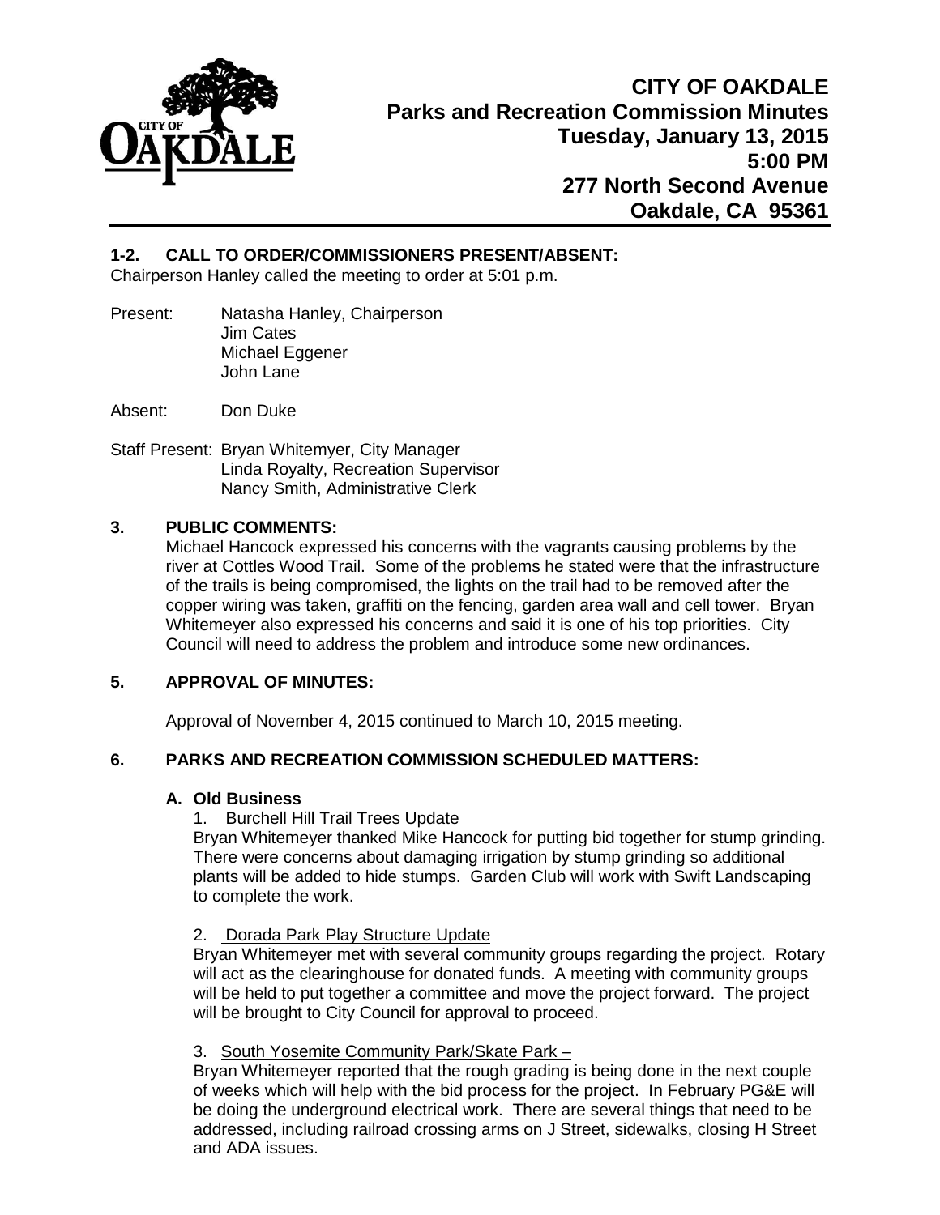# CITY OF OAKDALE
## Parks and Recreation Commission Minutes
**Tuesday, January 13, 2015**
**5:00 PM**
**277 North Second Avenue**
**Oakdale, CA 95361**

---

### 1-2. CALL TO ORDER/COMMISSIONERS PRESENT/ABSENT:

Chairperson Hanley called the meeting to order at 5:01 p.m.

Present: Natasha Hanley, Chairperson
Jim Cates
Michael Eggener
John Lane

Absent: Don Duke

Staff Present: Bryan Whitemyer, City Manager
Linda Royalty, Recreation Supervisor
Nancy Smith, Administrative Clerk

### 3. PUBLIC COMMENTS:

Michael Hancock expressed his concerns with the vagrants causing problems by the river at Cottles Wood Trail. Some of the problems he stated were that the infrastructure of the trails is being compromised, the lights on the trail had to be removed after the copper wiring was taken, graffiti on the fencing, garden area wall and cell tower. Bryan Whitemeyer also expressed his concerns and said it is one of his top priorities. City Council will need to address the problem and introduce some new ordinances.

### 5. APPROVAL OF MINUTES:

Approval of November 4, 2015 continued to March 10, 2015 meeting.

### 6. PARKS AND RECREATION COMMISSION SCHEDULED MATTERS:

#### A. Old Business

1. Burchell Hill Trail Trees Update

Bryan Whitemeyer thanked Mike Hancock for putting bid together for stump grinding. There were concerns about damaging irrigation by stump grinding so additional plants will be added to hide stumps. Garden Club will work with Swift Landscaping to complete the work.

2. Dorada Park Play Structure Update

Bryan Whitemeyer met with several community groups regarding the project. Rotary will act as the clearinghouse for donated funds. A meeting with community groups will be held to put together a committee and move the project forward. The project will be brought to City Council for approval to proceed.

3. South Yosemite Community Park/Skate Park –

Bryan Whitemeyer reported that the rough grading is being done in the next couple of weeks which will help with the bid process for the project. In February PG&E will be doing the underground electrical work. There are several things that need to be addressed, including railroad crossing arms on J Street, sidewalks, closing H Street and ADA issues.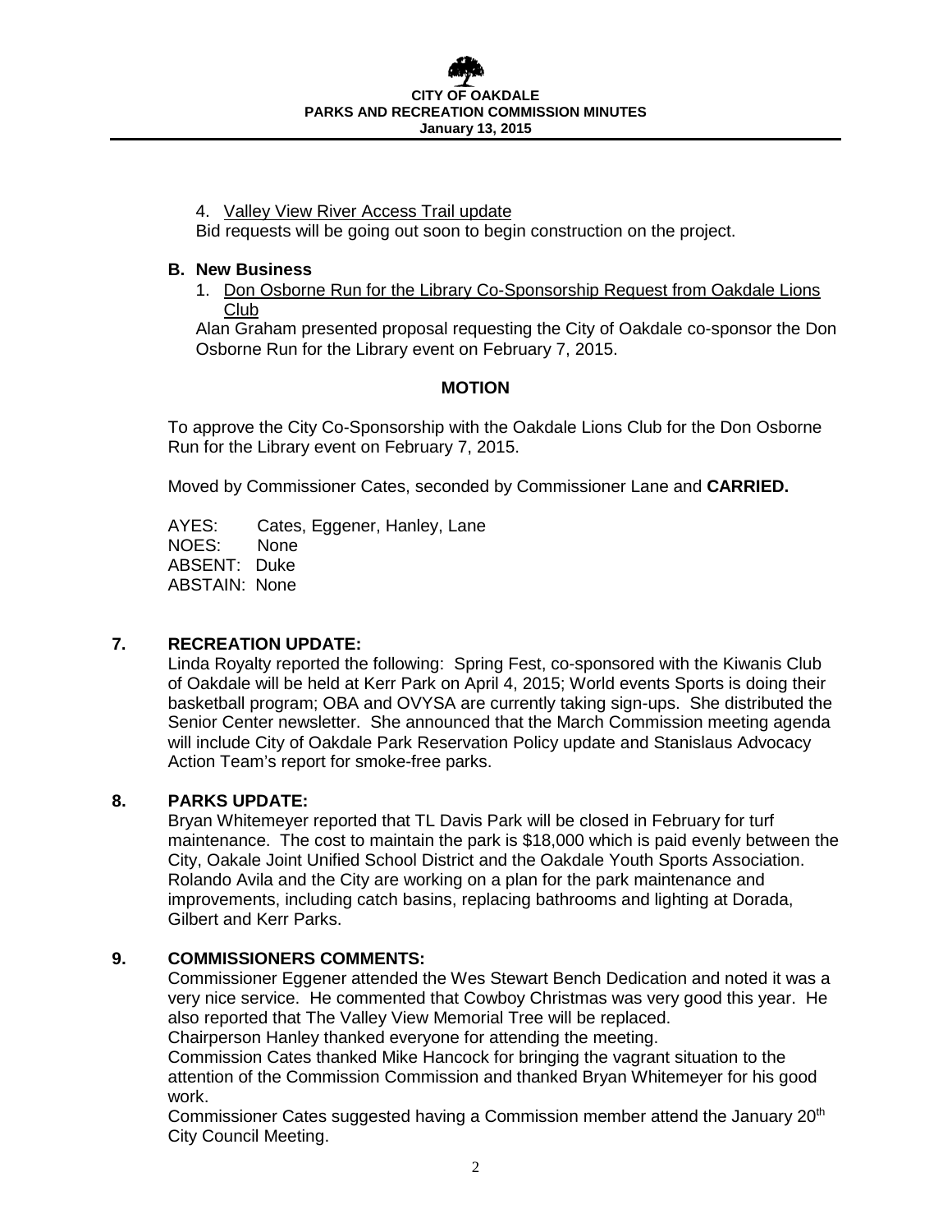4. Valley View River Access Trail update

Bid requests will be going out soon to begin construction on the project.

### B. New Business

1. Don Osborne Run for the Library Co-Sponsorship Request from Oakdale Lions Club

Alan Graham presented proposal requesting the City of Oakdale co-sponsor the Don Osborne Run for the Library event on February 7, 2015.

**MOTION**

To approve the City Co-Sponsorship with the Oakdale Lions Club for the Don Osborne Run for the Library event on February 7, 2015.

Moved by Commissioner Cates, seconded by Commissioner Lane and **CARRIED.**

AYES: Cates, Eggener, Hanley, Lane
NOES: None
ABSENT: Duke
ABSTAIN: None

## 7. RECREATION UPDATE:

Linda Royalty reported the following: Spring Fest, co-sponsored with the Kiwanis Club of Oakdale will be held at Kerr Park on April 4, 2015; World events Sports is doing their basketball program; OBA and OVYSA are currently taking sign-ups. She distributed the Senior Center newsletter. She announced that the March Commission meeting agenda will include City of Oakdale Park Reservation Policy update and Stanislaus Advocacy Action Team's report for smoke-free parks.

## 8. PARKS UPDATE:

Bryan Whitemeyer reported that TL Davis Park will be closed in February for turf maintenance. The cost to maintain the park is $18,000 which is paid evenly between the City, Oakale Joint Unified School District and the Oakdale Youth Sports Association. Rolando Avila and the City are working on a plan for the park maintenance and improvements, including catch basins, replacing bathrooms and lighting at Dorada, Gilbert and Kerr Parks.

## 9. COMMISSIONERS COMMENTS:

Commissioner Eggener attended the Wes Stewart Bench Dedication and noted it was a very nice service. He commented that Cowboy Christmas was very good this year. He also reported that The Valley View Memorial Tree will be replaced.

Chairperson Hanley thanked everyone for attending the meeting.

Commission Cates thanked Mike Hancock for bringing the vagrant situation to the attention of the Commission Commission and thanked Bryan Whitemeyer for his good work.

Commissioner Cates suggested having a Commission member attend the January 20th City Council Meeting.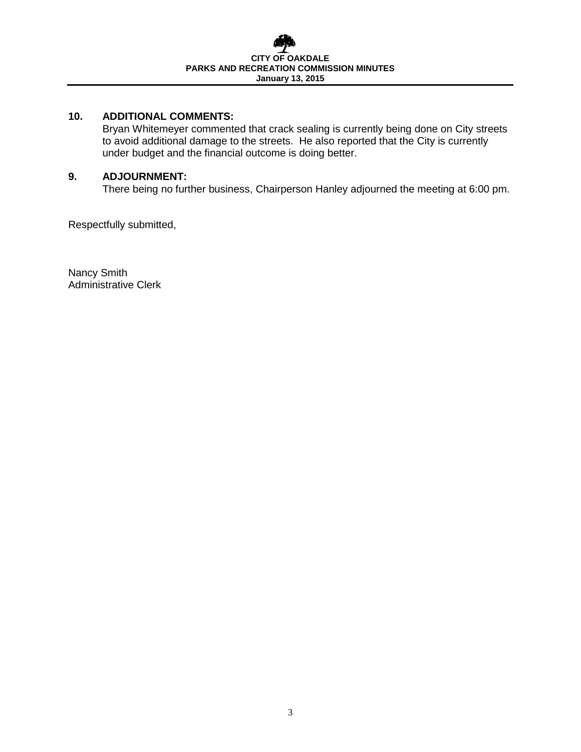**10. ADDITIONAL COMMENTS:**

Bryan Whitemeyer commented that crack sealing is currently being done on City streets to avoid additional damage to the streets. He also reported that the City is currently under budget and the financial outcome is doing better.

**9. ADJOURNMENT:**

There being no further business, Chairperson Hanley adjourned the meeting at 6:00 pm.

Respectfully submitted,

Nancy Smith
Administrative Clerk